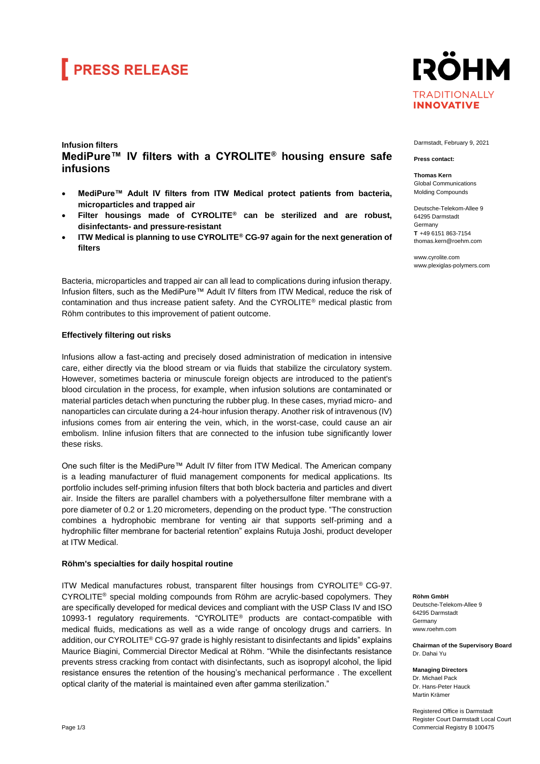# PRESS RELEASE

RÖHM
TRADITIONALLY **INNOVATIVE**

Darmstadt, February 9, 2021

**Press contact:**

**Thomas Kern**
Global Communications
Molding Compounds

Deutsche-Telekom-Allee 9
64295 Darmstadt
Germany
**T** +49 6151 863-7154
thomas.kern@roehm.com

www.cyrolite.com
www.plexiglas-polymers.com

**Infusion filters**

## MediPure™ IV filters with a CYROLITE® housing ensure safe infusions

- **MediPure™ Adult IV filters from ITW Medical protect patients from bacteria, microparticles and trapped air**
- **Filter housings made of CYROLITE® can be sterilized and are robust, disinfectants- and pressure-resistant**
- **ITW Medical is planning to use CYROLITE® CG-97 again for the next generation of filters**

Bacteria, microparticles and trapped air can all lead to complications during infusion therapy. Infusion filters, such as the MediPure™ Adult IV filters from ITW Medical, reduce the risk of contamination and thus increase patient safety. And the CYROLITE® medical plastic from Röhm contributes to this improvement of patient outcome.

### Effectively filtering out risks

Infusions allow a fast-acting and precisely dosed administration of medication in intensive care, either directly via the blood stream or via fluids that stabilize the circulatory system. However, sometimes bacteria or minuscule foreign objects are introduced to the patient's blood circulation in the process, for example, when infusion solutions are contaminated or material particles detach when puncturing the rubber plug. In these cases, myriad micro- and nanoparticles can circulate during a 24-hour infusion therapy. Another risk of intravenous (IV) infusions comes from air entering the vein, which, in the worst-case, could cause an air embolism. Inline infusion filters that are connected to the infusion tube significantly lower these risks.

One such filter is the MediPure™ Adult IV filter from ITW Medical. The American company is a leading manufacturer of fluid management components for medical applications. Its portfolio includes self-priming infusion filters that both block bacteria and particles and divert air. Inside the filters are parallel chambers with a polyethersulfone filter membrane with a pore diameter of 0.2 or 1.20 micrometers, depending on the product type. "The construction combines a hydrophobic membrane for venting air that supports self-priming and a hydrophilic filter membrane for bacterial retention" explains Rutuja Joshi, product developer at ITW Medical.

### Röhm's specialties for daily hospital routine

ITW Medical manufactures robust, transparent filter housings from CYROLITE® CG-97. CYROLITE® special molding compounds from Röhm are acrylic-based copolymers. They are specifically developed for medical devices and compliant with the USP Class IV and ISO 10993-1 regulatory requirements. "CYROLITE® products are contact-compatible with medical fluids, medications as well as a wide range of oncology drugs and carriers. In addition, our CYROLITE® CG-97 grade is highly resistant to disinfectants and lipids" explains Maurice Biagini, Commercial Director Medical at Röhm. "While the disinfectants resistance prevents stress cracking from contact with disinfectants, such as isopropyl alcohol, the lipid resistance ensures the retention of the housing's mechanical performance . The excellent optical clarity of the material is maintained even after gamma sterilization."

**Röhm GmbH**
Deutsche-Telekom-Allee 9
64295 Darmstadt
Germany
www.roehm.com

**Chairman of the Supervisory Board**
Dr. Dahai Yu

**Managing Directors**
Dr. Michael Pack
Dr. Hans-Peter Hauck
Martin Krämer

Registered Office is Darmstadt
Register Court Darmstadt Local Court
Commercial Registry B 100475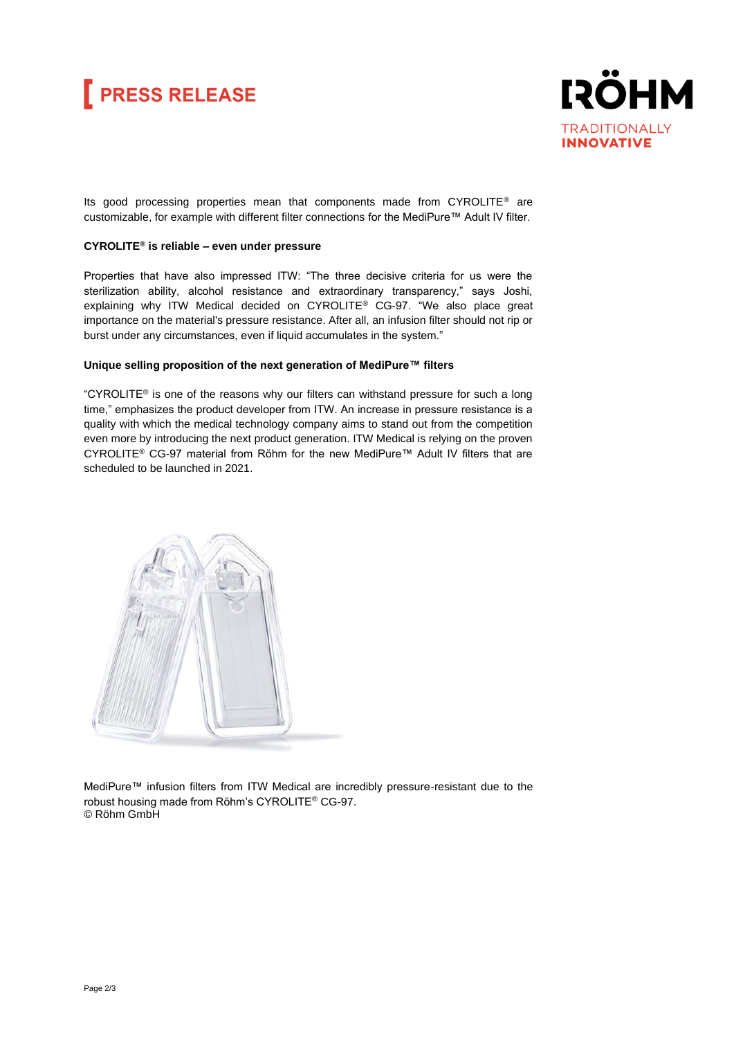Its good processing properties mean that components made from CYROLITE® are customizable, for example with different filter connections for the MediPure™ Adult IV filter.

**CYROLITE® is reliable – even under pressure**

Properties that have also impressed ITW: "The three decisive criteria for us were the sterilization ability, alcohol resistance and extraordinary transparency," says Joshi, explaining why ITW Medical decided on CYROLITE® CG-97. "We also place great importance on the material's pressure resistance. After all, an infusion filter should not rip or burst under any circumstances, even if liquid accumulates in the system."

**Unique selling proposition of the next generation of MediPure™ filters**

"CYROLITE® is one of the reasons why our filters can withstand pressure for such a long time," emphasizes the product developer from ITW. An increase in pressure resistance is a quality with which the medical technology company aims to stand out from the competition even more by introducing the next product generation. ITW Medical is relying on the proven CYROLITE® CG-97 material from Röhm for the new MediPure™ Adult IV filters that are scheduled to be launched in 2021.

MediPure™ infusion filters from ITW Medical are incredibly pressure-resistant due to the robust housing made from Röhm's CYROLITE® CG-97.
© Röhm GmbH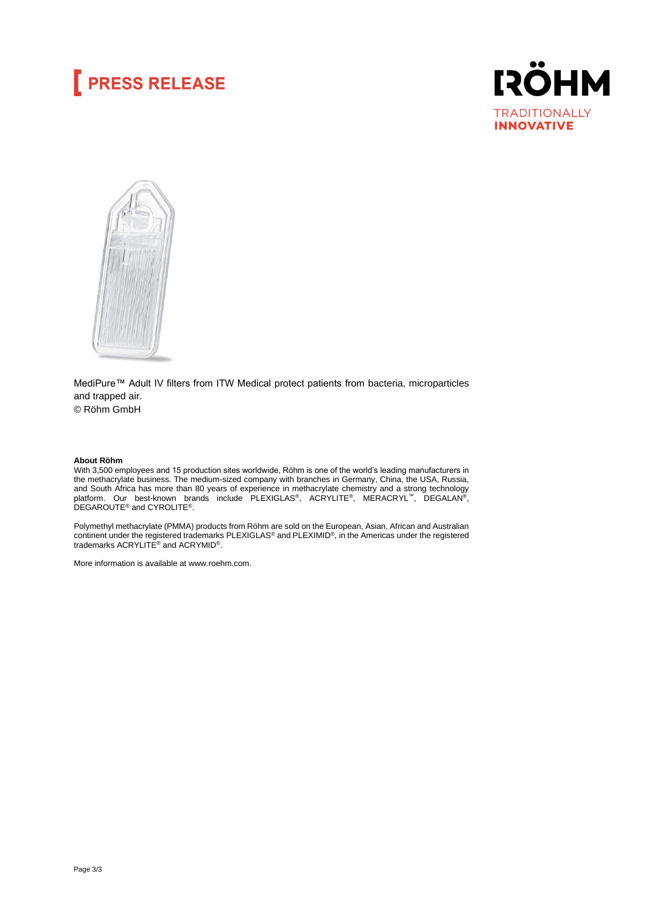MediPure™ Adult IV filters from ITW Medical protect patients from bacteria, microparticles and trapped air.
© Röhm GmbH

**About Röhm**
With 3,500 employees and 15 production sites worldwide, Röhm is one of the world's leading manufacturers in the methacrylate business. The medium-sized company with branches in Germany, China, the USA, Russia, and South Africa has more than 80 years of experience in methacrylate chemistry and a strong technology platform. Our best-known brands include PLEXIGLAS®, ACRYLITE®, MERACRYL™, DEGALAN®, DEGAROUTE® and CYROLITE®.

Polymethyl methacrylate (PMMA) products from Röhm are sold on the European, Asian, African and Australian continent under the registered trademarks PLEXIGLAS® and PLEXIMID®, in the Americas under the registered trademarks ACRYLITE® and ACRYMID®.

More information is available at www.roehm.com.